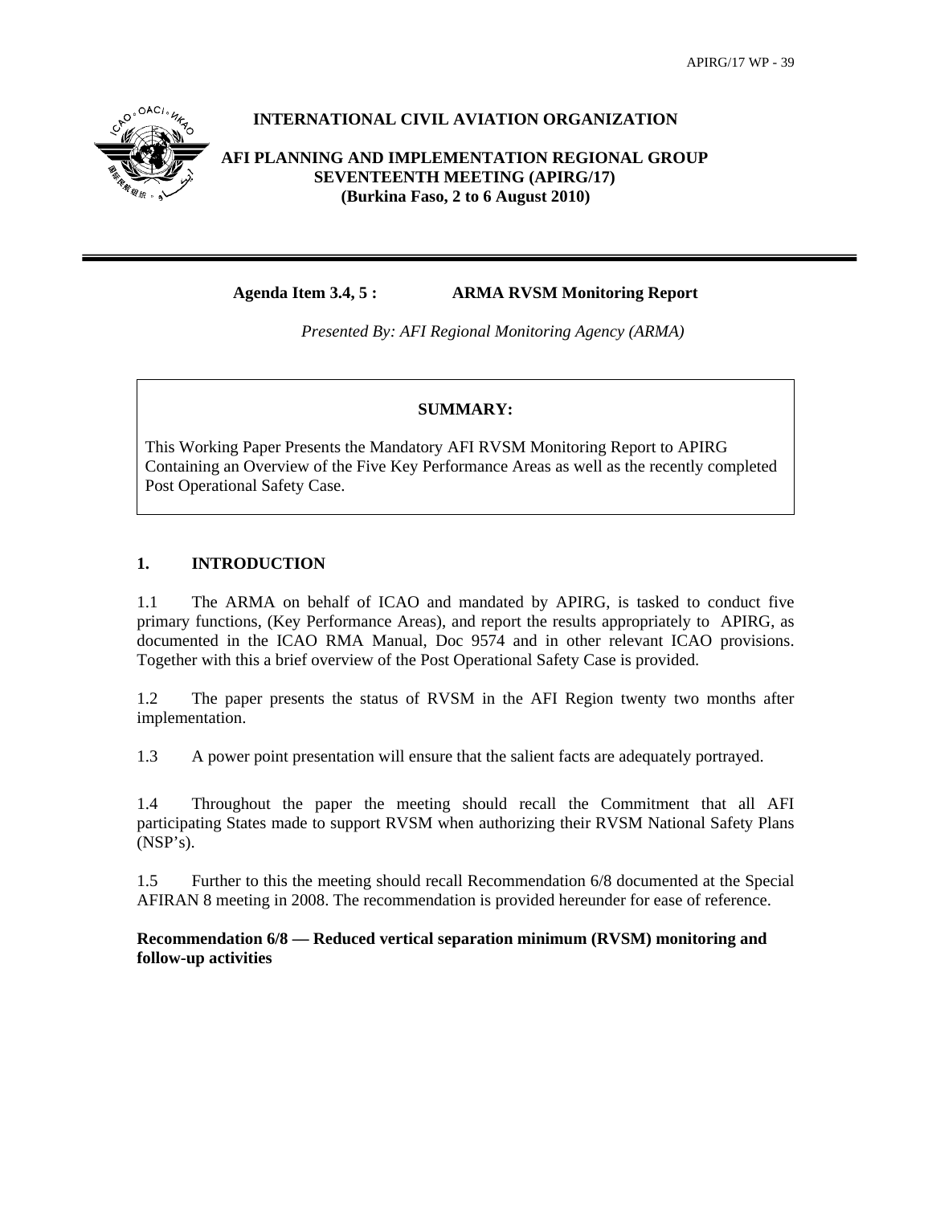**INTERNATIONAL CIVIL AVIATION ORGANIZATION**

**AFI PLANNING AND IMPLEMENTATION REGIONAL GROUP SEVENTEENTH MEETING (APIRG/17) (Burkina Faso, 2 to 6 August 2010)**

---

**Agenda Item 3.4, 5 : ARMA RVSM Monitoring Report**

*Presented By: AFI Regional Monitoring Agency (ARMA)*

> **SUMMARY:**
>
> This Working Paper Presents the Mandatory AFI RVSM Monitoring Report to APIRG Containing an Overview of the Five Key Performance Areas as well as the recently completed Post Operational Safety Case.

## 1. INTRODUCTION

1.1 The ARMA on behalf of ICAO and mandated by APIRG, is tasked to conduct five primary functions, (Key Performance Areas), and report the results appropriately to APIRG, as documented in the ICAO RMA Manual, Doc 9574 and in other relevant ICAO provisions. Together with this a brief overview of the Post Operational Safety Case is provided.

1.2 The paper presents the status of RVSM in the AFI Region twenty two months after implementation.

1.3 A power point presentation will ensure that the salient facts are adequately portrayed.

1.4 Throughout the paper the meeting should recall the Commitment that all AFI participating States made to support RVSM when authorizing their RVSM National Safety Plans (NSP's).

1.5 Further to this the meeting should recall Recommendation 6/8 documented at the Special AFIRAN 8 meeting in 2008. The recommendation is provided hereunder for ease of reference.

**Recommendation 6/8 — Reduced vertical separation minimum (RVSM) monitoring and follow-up activities**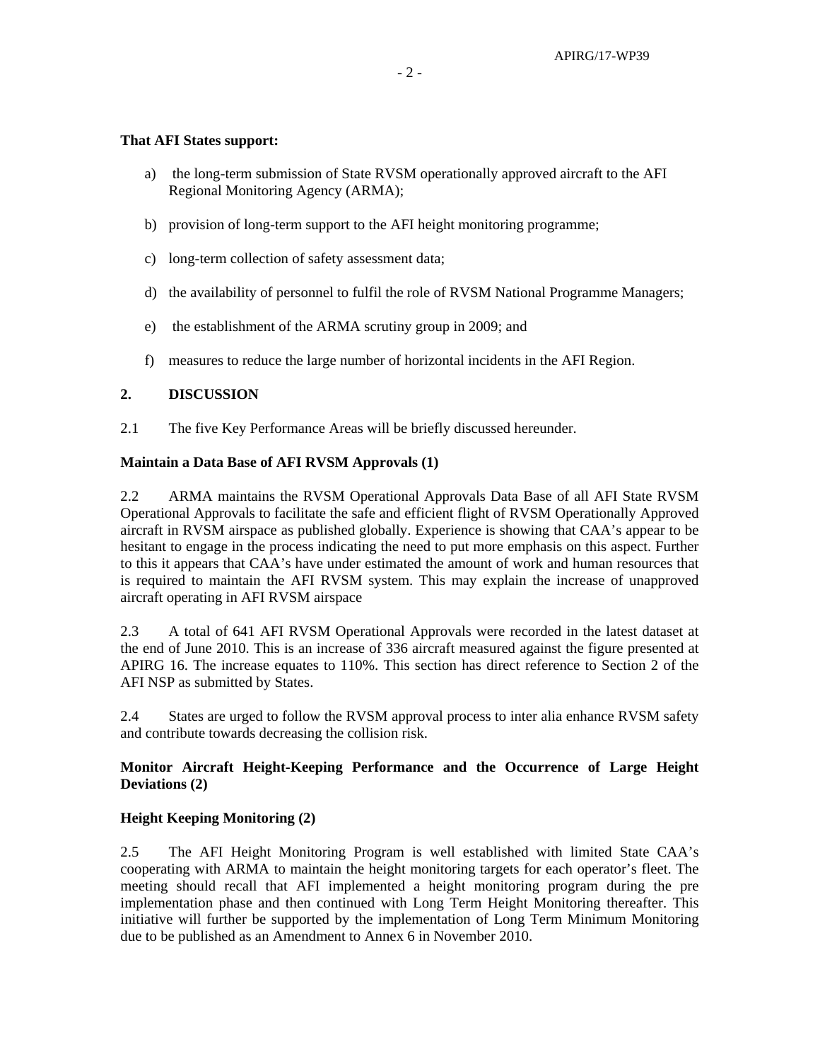**That AFI States support:**

a) the long-term submission of State RVSM operationally approved aircraft to the AFI Regional Monitoring Agency (ARMA);

b) provision of long-term support to the AFI height monitoring programme;

c) long-term collection of safety assessment data;

d) the availability of personnel to fulfil the role of RVSM National Programme Managers;

e) the establishment of the ARMA scrutiny group in 2009; and

f) measures to reduce the large number of horizontal incidents in the AFI Region.

## 2. DISCUSSION

2.1 The five Key Performance Areas will be briefly discussed hereunder.

**Maintain a Data Base of AFI RVSM Approvals (1)**

2.2 ARMA maintains the RVSM Operational Approvals Data Base of all AFI State RVSM Operational Approvals to facilitate the safe and efficient flight of RVSM Operationally Approved aircraft in RVSM airspace as published globally. Experience is showing that CAA's appear to be hesitant to engage in the process indicating the need to put more emphasis on this aspect. Further to this it appears that CAA's have under estimated the amount of work and human resources that is required to maintain the AFI RVSM system. This may explain the increase of unapproved aircraft operating in AFI RVSM airspace

2.3 A total of 641 AFI RVSM Operational Approvals were recorded in the latest dataset at the end of June 2010. This is an increase of 336 aircraft measured against the figure presented at APIRG 16. The increase equates to 110%. This section has direct reference to Section 2 of the AFI NSP as submitted by States.

2.4 States are urged to follow the RVSM approval process to inter alia enhance RVSM safety and contribute towards decreasing the collision risk.

**Monitor Aircraft Height-Keeping Performance and the Occurrence of Large Height Deviations (2)**

**Height Keeping Monitoring (2)**

2.5 The AFI Height Monitoring Program is well established with limited State CAA's cooperating with ARMA to maintain the height monitoring targets for each operator's fleet. The meeting should recall that AFI implemented a height monitoring program during the pre implementation phase and then continued with Long Term Height Monitoring thereafter. This initiative will further be supported by the implementation of Long Term Minimum Monitoring due to be published as an Amendment to Annex 6 in November 2010.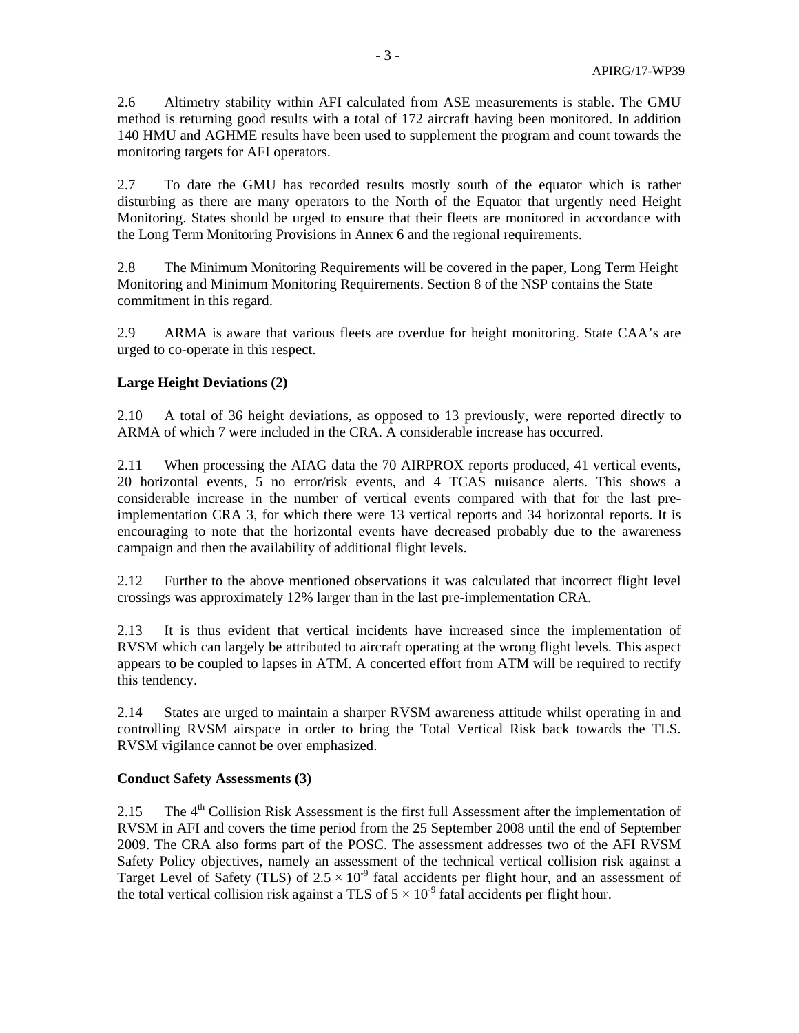2.6 Altimetry stability within AFI calculated from ASE measurements is stable. The GMU method is returning good results with a total of 172 aircraft having been monitored. In addition 140 HMU and AGHME results have been used to supplement the program and count towards the monitoring targets for AFI operators.

2.7 To date the GMU has recorded results mostly south of the equator which is rather disturbing as there are many operators to the North of the Equator that urgently need Height Monitoring. States should be urged to ensure that their fleets are monitored in accordance with the Long Term Monitoring Provisions in Annex 6 and the regional requirements.

2.8 The Minimum Monitoring Requirements will be covered in the paper, Long Term Height Monitoring and Minimum Monitoring Requirements. Section 8 of the NSP contains the State commitment in this regard.

2.9 ARMA is aware that various fleets are overdue for height monitoring. State CAA's are urged to co-operate in this respect.

**Large Height Deviations (2)**

2.10 A total of 36 height deviations, as opposed to 13 previously, were reported directly to ARMA of which 7 were included in the CRA. A considerable increase has occurred.

2.11 When processing the AIAG data the 70 AIRPROX reports produced, 41 vertical events, 20 horizontal events, 5 no error/risk events, and 4 TCAS nuisance alerts. This shows a considerable increase in the number of vertical events compared with that for the last pre-implementation CRA 3, for which there were 13 vertical reports and 34 horizontal reports. It is encouraging to note that the horizontal events have decreased probably due to the awareness campaign and then the availability of additional flight levels.

2.12 Further to the above mentioned observations it was calculated that incorrect flight level crossings was approximately 12% larger than in the last pre-implementation CRA.

2.13 It is thus evident that vertical incidents have increased since the implementation of RVSM which can largely be attributed to aircraft operating at the wrong flight levels. This aspect appears to be coupled to lapses in ATM. A concerted effort from ATM will be required to rectify this tendency.

2.14 States are urged to maintain a sharper RVSM awareness attitude whilst operating in and controlling RVSM airspace in order to bring the Total Vertical Risk back towards the TLS. RVSM vigilance cannot be over emphasized.

**Conduct Safety Assessments (3)**

2.15 The 4th Collision Risk Assessment is the first full Assessment after the implementation of RVSM in AFI and covers the time period from the 25 September 2008 until the end of September 2009. The CRA also forms part of the POSC. The assessment addresses two of the AFI RVSM Safety Policy objectives, namely an assessment of the technical vertical collision risk against a Target Level of Safety (TLS) of $2.5 \times 10^{-9}$ fatal accidents per flight hour, and an assessment of the total vertical collision risk against a TLS of $5 \times 10^{-9}$ fatal accidents per flight hour.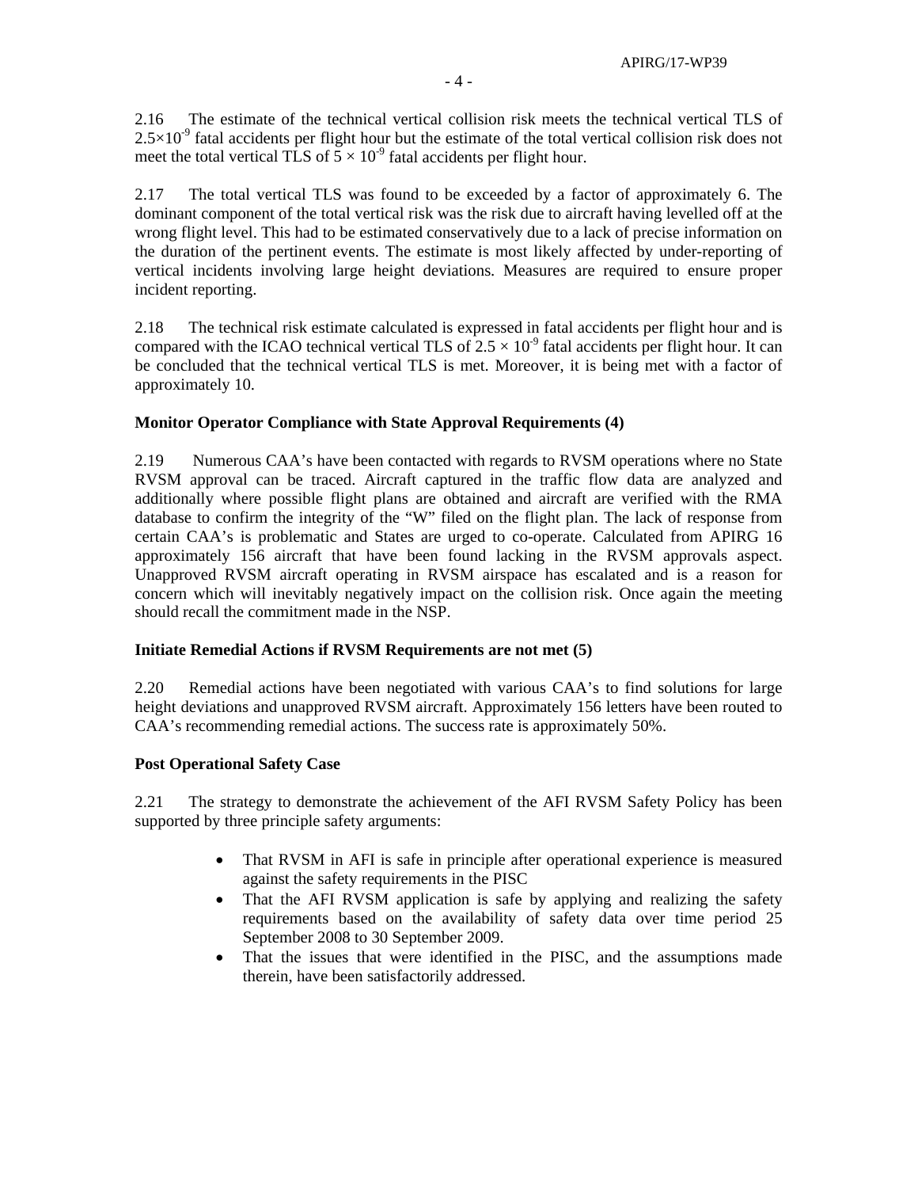2.16 The estimate of the technical vertical collision risk meets the technical vertical TLS of $2.5 \times 10^{-9}$ fatal accidents per flight hour but the estimate of the total vertical collision risk does not meet the total vertical TLS of $5 \times 10^{-9}$ fatal accidents per flight hour.

2.17 The total vertical TLS was found to be exceeded by a factor of approximately 6. The dominant component of the total vertical risk was the risk due to aircraft having levelled off at the wrong flight level. This had to be estimated conservatively due to a lack of precise information on the duration of the pertinent events. The estimate is most likely affected by under-reporting of vertical incidents involving large height deviations. Measures are required to ensure proper incident reporting.

2.18 The technical risk estimate calculated is expressed in fatal accidents per flight hour and is compared with the ICAO technical vertical TLS of $2.5 \times 10^{-9}$ fatal accidents per flight hour. It can be concluded that the technical vertical TLS is met. Moreover, it is being met with a factor of approximately 10.

**Monitor Operator Compliance with State Approval Requirements (4)**

2.19 Numerous CAA's have been contacted with regards to RVSM operations where no State RVSM approval can be traced. Aircraft captured in the traffic flow data are analyzed and additionally where possible flight plans are obtained and aircraft are verified with the RMA database to confirm the integrity of the "W" filed on the flight plan. The lack of response from certain CAA's is problematic and States are urged to co-operate. Calculated from APIRG 16 approximately 156 aircraft that have been found lacking in the RVSM approvals aspect. Unapproved RVSM aircraft operating in RVSM airspace has escalated and is a reason for concern which will inevitably negatively impact on the collision risk. Once again the meeting should recall the commitment made in the NSP.

**Initiate Remedial Actions if RVSM Requirements are not met (5)**

2.20 Remedial actions have been negotiated with various CAA's to find solutions for large height deviations and unapproved RVSM aircraft. Approximately 156 letters have been routed to CAA's recommending remedial actions. The success rate is approximately 50%.

**Post Operational Safety Case**

2.21 The strategy to demonstrate the achievement of the AFI RVSM Safety Policy has been supported by three principle safety arguments:

- That RVSM in AFI is safe in principle after operational experience is measured against the safety requirements in the PISC
- That the AFI RVSM application is safe by applying and realizing the safety requirements based on the availability of safety data over time period 25 September 2008 to 30 September 2009.
- That the issues that were identified in the PISC, and the assumptions made therein, have been satisfactorily addressed.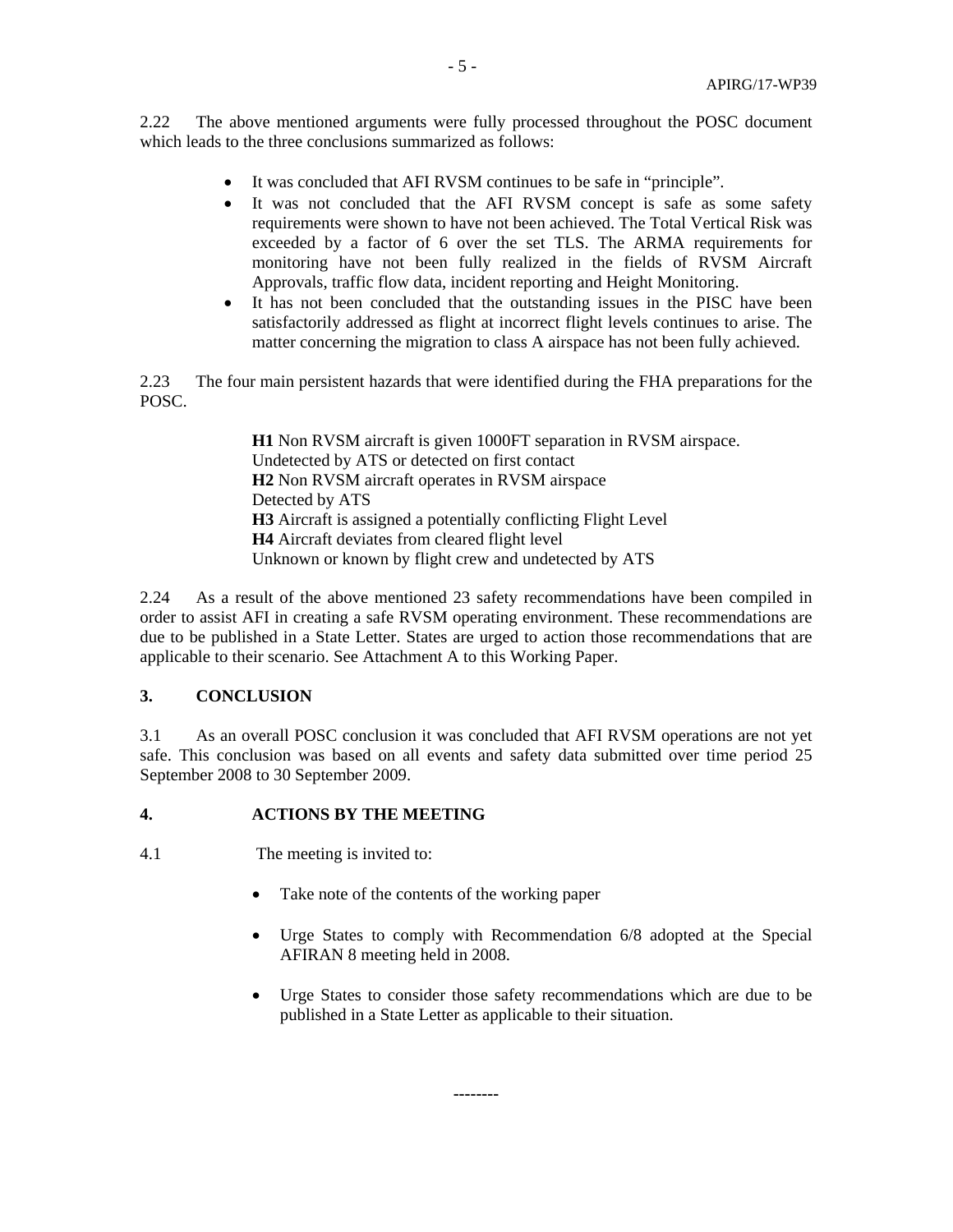2.22 The above mentioned arguments were fully processed throughout the POSC document which leads to the three conclusions summarized as follows:

- It was concluded that AFI RVSM continues to be safe in "principle".
- It was not concluded that the AFI RVSM concept is safe as some safety requirements were shown to have not been achieved. The Total Vertical Risk was exceeded by a factor of 6 over the set TLS. The ARMA requirements for monitoring have not been fully realized in the fields of RVSM Aircraft Approvals, traffic flow data, incident reporting and Height Monitoring.
- It has not been concluded that the outstanding issues in the PISC have been satisfactorily addressed as flight at incorrect flight levels continues to arise. The matter concerning the migration to class A airspace has not been fully achieved.

2.23 The four main persistent hazards that were identified during the FHA preparations for the POSC.

> **H1** Non RVSM aircraft is given 1000FT separation in RVSM airspace.
> Undetected by ATS or detected on first contact
> **H2** Non RVSM aircraft operates in RVSM airspace
> Detected by ATS
> **H3** Aircraft is assigned a potentially conflicting Flight Level
> **H4** Aircraft deviates from cleared flight level
> Unknown or known by flight crew and undetected by ATS

2.24 As a result of the above mentioned 23 safety recommendations have been compiled in order to assist AFI in creating a safe RVSM operating environment. These recommendations are due to be published in a State Letter. States are urged to action those recommendations that are applicable to their scenario. See Attachment A to this Working Paper.

## 3. CONCLUSION

3.1 As an overall POSC conclusion it was concluded that AFI RVSM operations are not yet safe. This conclusion was based on all events and safety data submitted over time period 25 September 2008 to 30 September 2009.

## 4. ACTIONS BY THE MEETING

4.1 The meeting is invited to:

- Take note of the contents of the working paper
- Urge States to comply with Recommendation 6/8 adopted at the Special AFIRAN 8 meeting held in 2008.
- Urge States to consider those safety recommendations which are due to be published in a State Letter as applicable to their situation.

--------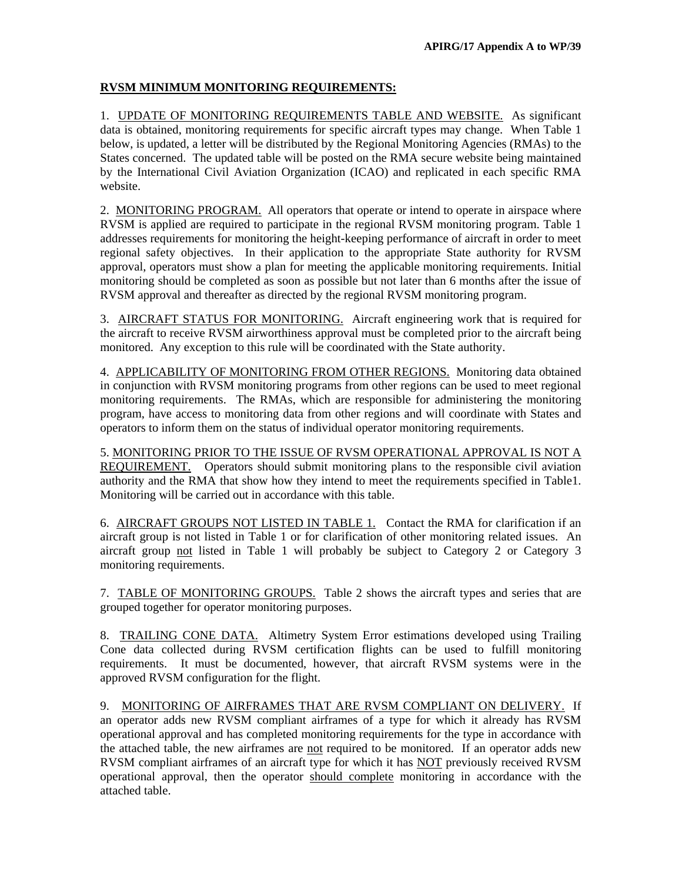**RVSM MINIMUM MONITORING REQUIREMENTS:**

1. UPDATE OF MONITORING REQUIREMENTS TABLE AND WEBSITE. As significant data is obtained, monitoring requirements for specific aircraft types may change. When Table 1 below, is updated, a letter will be distributed by the Regional Monitoring Agencies (RMAs) to the States concerned. The updated table will be posted on the RMA secure website being maintained by the International Civil Aviation Organization (ICAO) and replicated in each specific RMA website.

2. MONITORING PROGRAM. All operators that operate or intend to operate in airspace where RVSM is applied are required to participate in the regional RVSM monitoring program. Table 1 addresses requirements for monitoring the height-keeping performance of aircraft in order to meet regional safety objectives. In their application to the appropriate State authority for RVSM approval, operators must show a plan for meeting the applicable monitoring requirements. Initial monitoring should be completed as soon as possible but not later than 6 months after the issue of RVSM approval and thereafter as directed by the regional RVSM monitoring program.

3. AIRCRAFT STATUS FOR MONITORING. Aircraft engineering work that is required for the aircraft to receive RVSM airworthiness approval must be completed prior to the aircraft being monitored. Any exception to this rule will be coordinated with the State authority.

4. APPLICABILITY OF MONITORING FROM OTHER REGIONS. Monitoring data obtained in conjunction with RVSM monitoring programs from other regions can be used to meet regional monitoring requirements. The RMAs, which are responsible for administering the monitoring program, have access to monitoring data from other regions and will coordinate with States and operators to inform them on the status of individual operator monitoring requirements.

5. MONITORING PRIOR TO THE ISSUE OF RVSM OPERATIONAL APPROVAL IS NOT A REQUIREMENT. Operators should submit monitoring plans to the responsible civil aviation authority and the RMA that show how they intend to meet the requirements specified in Table1. Monitoring will be carried out in accordance with this table.

6. AIRCRAFT GROUPS NOT LISTED IN TABLE 1. Contact the RMA for clarification if an aircraft group is not listed in Table 1 or for clarification of other monitoring related issues. An aircraft group not listed in Table 1 will probably be subject to Category 2 or Category 3 monitoring requirements.

7. TABLE OF MONITORING GROUPS. Table 2 shows the aircraft types and series that are grouped together for operator monitoring purposes.

8. TRAILING CONE DATA. Altimetry System Error estimations developed using Trailing Cone data collected during RVSM certification flights can be used to fulfill monitoring requirements. It must be documented, however, that aircraft RVSM systems were in the approved RVSM configuration for the flight.

9. MONITORING OF AIRFRAMES THAT ARE RVSM COMPLIANT ON DELIVERY. If an operator adds new RVSM compliant airframes of a type for which it already has RVSM operational approval and has completed monitoring requirements for the type in accordance with the attached table, the new airframes are not required to be monitored. If an operator adds new RVSM compliant airframes of an aircraft type for which it has NOT previously received RVSM operational approval, then the operator should complete monitoring in accordance with the attached table.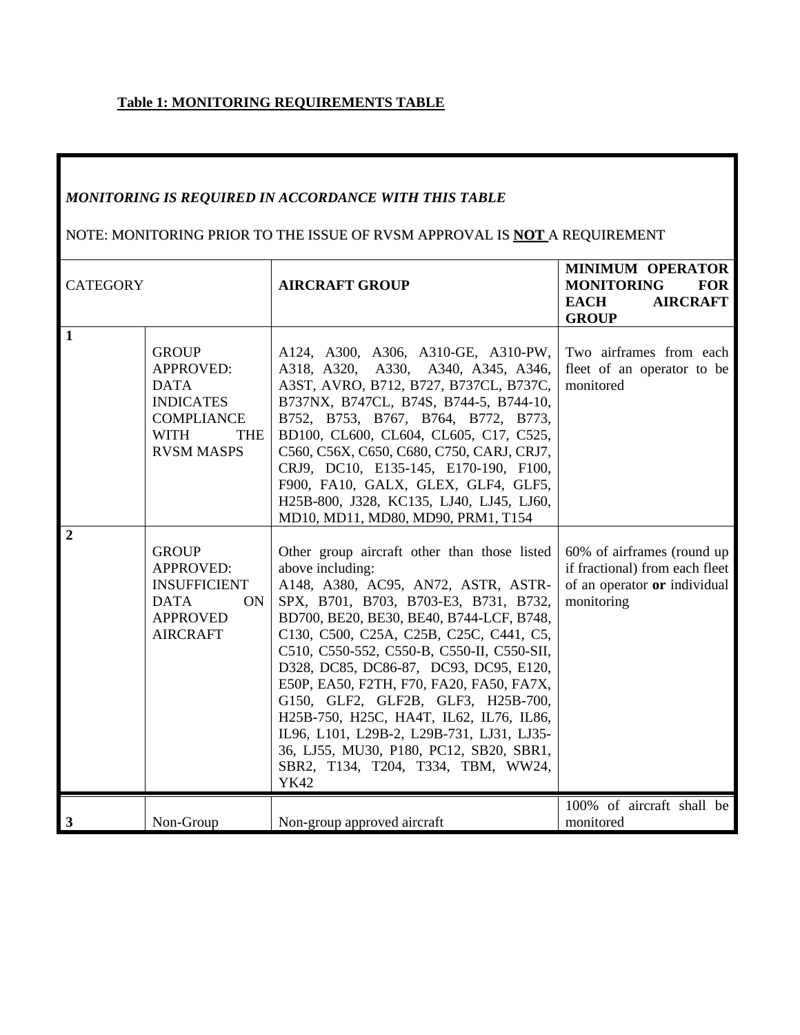**Table 1: MONITORING REQUIREMENTS TABLE**

| *MONITORING IS REQUIRED IN ACCORDANCE WITH THIS TABLE*<br><br>NOTE: MONITORING PRIOR TO THE ISSUE OF RVSM APPROVAL IS **NOT** A REQUIREMENT | | | |
|---|---|---|---|
| CATEGORY | | **AIRCRAFT GROUP** | **MINIMUM OPERATOR MONITORING FOR EACH AIRCRAFT GROUP** |
| **1** | GROUP APPROVED: DATA INDICATES COMPLIANCE WITH THE RVSM MASPS | A124, A300, A306, A310-GE, A310-PW, A318, A320, A330, A340, A345, A346, A3ST, AVRO, B712, B727, B737CL, B737C, B737NX, B747CL, B74S, B744-5, B744-10, B752, B753, B767, B764, B772, B773, BD100, CL600, CL604, CL605, C17, C525, C560, C56X, C650, C680, C750, CARJ, CRJ7, CRJ9, DC10, E135-145, E170-190, F100, F900, FA10, GALX, GLEX, GLF4, GLF5, H25B-800, J328, KC135, LJ40, LJ45, LJ60, MD10, MD11, MD80, MD90, PRM1, T154 | Two airframes from each fleet of an operator to be monitored |
| **2** | GROUP APPROVED: INSUFFICIENT DATA ON APPROVED AIRCRAFT | Other group aircraft other than those listed above including: A148, A380, AC95, AN72, ASTR, ASTR-SPX, B701, B703, B703-E3, B731, B732, BD700, BE20, BE30, BE40, B744-LCF, B748, C130, C500, C25A, C25B, C25C, C441, C5, C510, C550-552, C550-B, C550-II, C550-SII, D328, DC85, DC86-87, DC93, DC95, E120, E50P, EA50, F2TH, F70, FA20, FA50, FA7X, G150, GLF2, GLF2B, GLF3, H25B-700, H25B-750, H25C, HA4T, IL62, IL76, IL86, IL96, L101, L29B-2, L29B-731, LJ31, LJ35-36, LJ55, MU30, P180, PC12, SB20, SBR1, SBR2, T134, T204, T334, TBM, WW24, YK42 | 60% of airframes (round up if fractional) from each fleet of an operator **or** individual monitoring |
| **3** | Non-Group | Non-group approved aircraft | 100% of aircraft shall be monitored |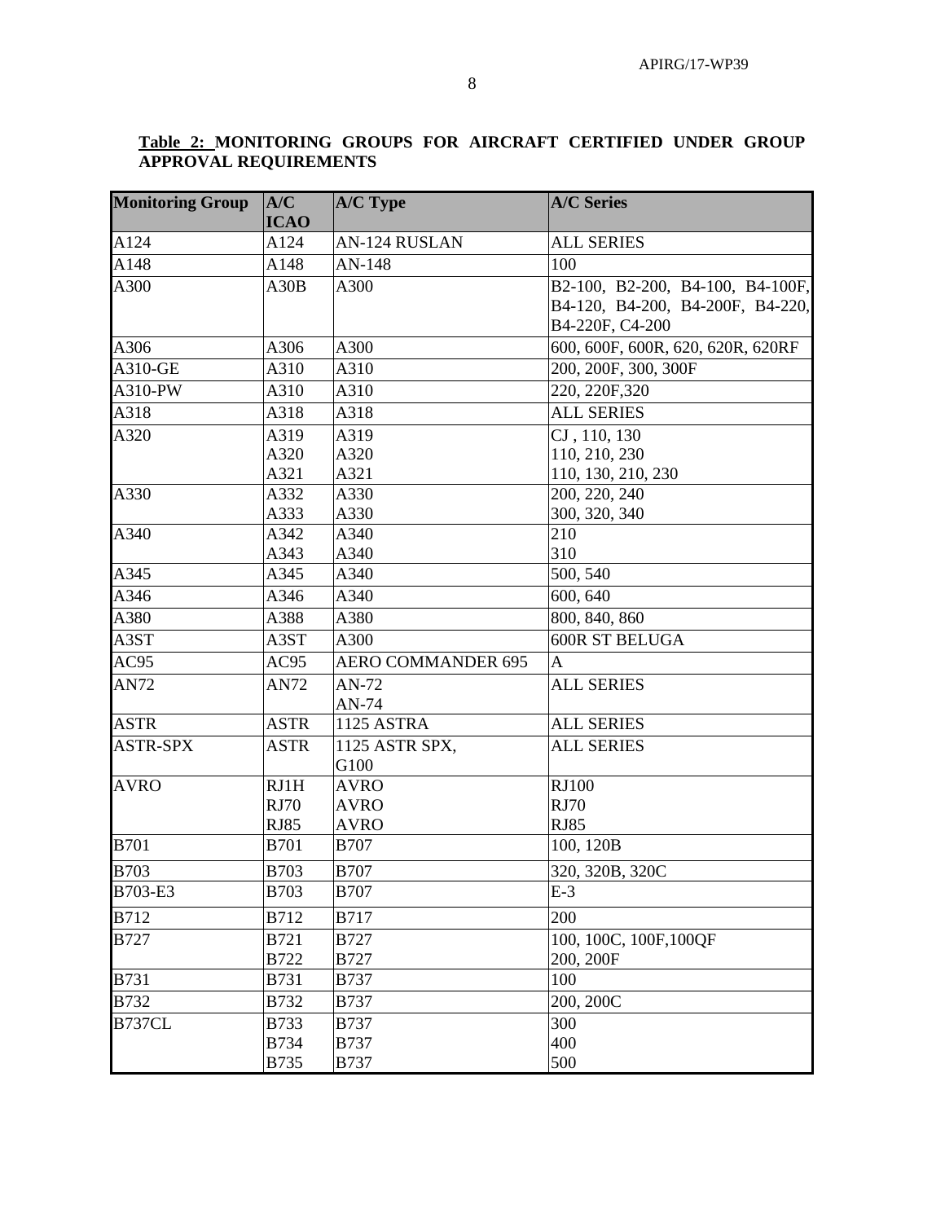**Table 2: MONITORING GROUPS FOR AIRCRAFT CERTIFIED UNDER GROUP APPROVAL REQUIREMENTS**

| Monitoring Group | A/C ICAO | A/C Type | A/C Series |
|---|---|---|---|
| A124 | A124 | AN-124 RUSLAN | ALL SERIES |
| A148 | A148 | AN-148 | 100 |
| A300 | A30B | A300 | B2-100, B2-200, B4-100, B4-100F, B4-120, B4-200, B4-200F, B4-220, B4-220F, C4-200 |
| A306 | A306 | A300 | 600, 600F, 600R, 620, 620R, 620RF |
| A310-GE | A310 | A310 | 200, 200F, 300, 300F |
| A310-PW | A310 | A310 | 220, 220F,320 |
| A318 | A318 | A318 | ALL SERIES |
| A320 | A319<br>A320<br>A321 | A319<br>A320<br>A321 | CJ , 110, 130<br>110, 210, 230<br>110, 130, 210, 230 |
| A330 | A332<br>A333 | A330<br>A330 | 200, 220, 240<br>300, 320, 340 |
| A340 | A342<br>A343 | A340<br>A340 | 210<br>310 |
| A345 | A345 | A340 | 500, 540 |
| A346 | A346 | A340 | 600, 640 |
| A380 | A388 | A380 | 800, 840, 860 |
| A3ST | A3ST | A300 | 600R ST BELUGA |
| AC95 | AC95 | AERO COMMANDER 695 | A |
| AN72 | AN72 | AN-72<br>AN-74 | ALL SERIES |
| ASTR | ASTR | 1125 ASTRA | ALL SERIES |
| ASTR-SPX | ASTR | 1125 ASTR SPX,<br>G100 | ALL SERIES |
| AVRO | RJ1H<br>RJ70<br>RJ85 | AVRO<br>AVRO<br>AVRO | RJ100<br>RJ70<br>RJ85 |
| B701 | B701 | B707 | 100, 120B |
| B703 | B703 | B707 | 320, 320B, 320C |
| B703-E3 | B703 | B707 | E-3 |
| B712 | B712 | B717 | 200 |
| B727 | B721<br>B722 | B727<br>B727 | 100, 100C, 100F,100QF<br>200, 200F |
| B731 | B731 | B737 | 100 |
| B732 | B732 | B737 | 200, 200C |
| B737CL | B733<br>B734<br>B735 | B737<br>B737<br>B737 | 300<br>400<br>500 |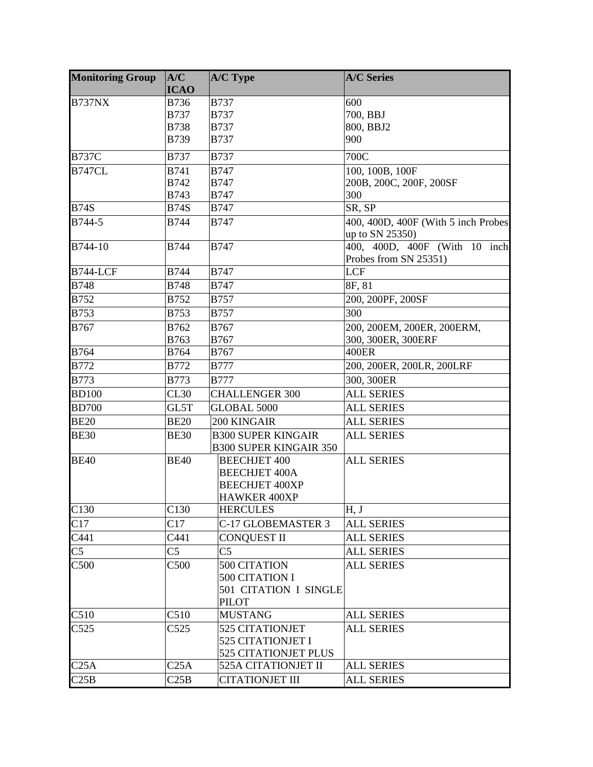| Monitoring Group | A/C ICAO | A/C Type | A/C Series |
|---|---|---|---|
| B737NX | B736<br>B737<br>B738<br>B739 | B737<br>B737<br>B737<br>B737 | 600<br>700, BBJ<br>800, BBJ2<br>900 |
| B737C | B737 | B737 | 700C |
| B747CL | B741<br>B742<br>B743 | B747<br>B747<br>B747 | 100, 100B, 100F<br>200B, 200C, 200F, 200SF<br>300 |
| B74S | B74S | B747 | SR, SP |
| B744-5 | B744 | B747 | 400, 400D, 400F (With 5 inch Probes up to SN 25350) |
| B744-10 | B744 | B747 | 400, 400D, 400F (With 10 inch Probes from SN 25351) |
| B744-LCF | B744 | B747 | LCF |
| B748 | B748 | B747 | 8F, 81 |
| B752 | B752 | B757 | 200, 200PF, 200SF |
| B753 | B753 | B757 | 300 |
| B767 | B762<br>B763 | B767<br>B767 | 200, 200EM, 200ER, 200ERM,<br>300, 300ER, 300ERF |
| B764 | B764 | B767 | 400ER |
| B772 | B772 | B777 | 200, 200ER, 200LR, 200LRF |
| B773 | B773 | B777 | 300, 300ER |
| BD100 | CL30 | CHALLENGER 300 | ALL SERIES |
| BD700 | GL5T | GLOBAL 5000 | ALL SERIES |
| BE20 | BE20 | 200 KINGAIR | ALL SERIES |
| BE30 | BE30 | B300 SUPER KINGAIR<br>B300 SUPER KINGAIR 350 | ALL SERIES |
| BE40 | BE40 | BEECHJET 400<br>BEECHJET 400A<br>BEECHJET 400XP<br>HAWKER 400XP | ALL SERIES |
| C130 | C130 | HERCULES | H, J |
| C17 | C17 | C-17 GLOBEMASTER 3 | ALL SERIES |
| C441 | C441 | CONQUEST II | ALL SERIES |
| C5 | C5 | C5 | ALL SERIES |
| C500 | C500 | 500 CITATION<br>500 CITATION I<br>501 CITATION I SINGLE PILOT | ALL SERIES |
| C510 | C510 | MUSTANG | ALL SERIES |
| C525 | C525 | 525 CITATIONJET<br>525 CITATIONJET I<br>525 CITATIONJET PLUS | ALL SERIES |
| C25A | C25A | 525A CITATIONJET II | ALL SERIES |
| C25B | C25B | CITATIONJET III | ALL SERIES |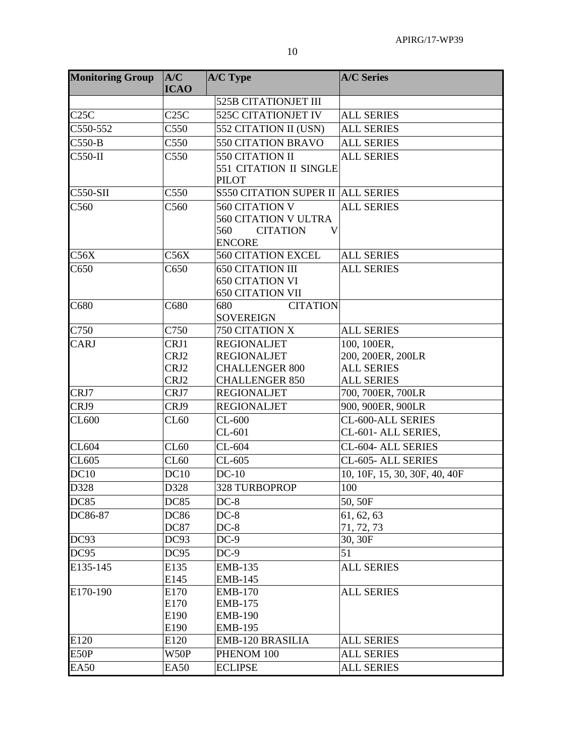| Monitoring Group | A/C ICAO | A/C Type | A/C Series |
|---|---|---|---|
| | | 525B CITATIONJET III | |
| C25C | C25C | 525C CITATIONJET IV | ALL SERIES |
| C550-552 | C550 | 552 CITATION II (USN) | ALL SERIES |
| C550-B | C550 | 550 CITATION BRAVO | ALL SERIES |
| C550-II | C550 | 550 CITATION II<br>551 CITATION II SINGLE PILOT | ALL SERIES |
| C550-SII | C550 | S550 CITATION SUPER II | ALL SERIES |
| C560 | C560 | 560 CITATION V<br>560 CITATION V ULTRA<br>560 CITATION V ENCORE | ALL SERIES |
| C56X | C56X | 560 CITATION EXCEL | ALL SERIES |
| C650 | C650 | 650 CITATION III<br>650 CITATION VI<br>650 CITATION VII | ALL SERIES |
| C680 | C680 | 680 CITATION SOVEREIGN | |
| C750 | C750 | 750 CITATION X | ALL SERIES |
| CARJ | CRJ1<br>CRJ2<br>CRJ2<br>CRJ2 | REGIONALJET<br>REGIONALJET<br>CHALLENGER 800<br>CHALLENGER 850 | 100, 100ER,<br>200, 200ER, 200LR<br>ALL SERIES<br>ALL SERIES |
| CRJ7 | CRJ7 | REGIONALJET | 700, 700ER, 700LR |
| CRJ9 | CRJ9 | REGIONALJET | 900, 900ER, 900LR |
| CL600 | CL60 | CL-600<br>CL-601 | CL-600-ALL SERIES<br>CL-601- ALL SERIES, |
| CL604 | CL60 | CL-604 | CL-604- ALL SERIES |
| CL605 | CL60 | CL-605 | CL-605- ALL SERIES |
| DC10 | DC10 | DC-10 | 10, 10F, 15, 30, 30F, 40, 40F |
| D328 | D328 | 328 TURBOPROP | 100 |
| DC85 | DC85 | DC-8 | 50, 50F |
| DC86-87 | DC86<br>DC87 | DC-8<br>DC-8 | 61, 62, 63<br>71, 72, 73 |
| DC93 | DC93 | DC-9 | 30, 30F |
| DC95 | DC95 | DC-9 | 51 |
| E135-145 | E135<br>E145 | EMB-135<br>EMB-145 | ALL SERIES |
| E170-190 | E170<br>E170<br>E190<br>E190 | EMB-170<br>EMB-175<br>EMB-190<br>EMB-195 | ALL SERIES |
| E120 | E120 | EMB-120 BRASILIA | ALL SERIES |
| E50P | W50P | PHENOM 100 | ALL SERIES |
| EA50 | EA50 | ECLIPSE | ALL SERIES |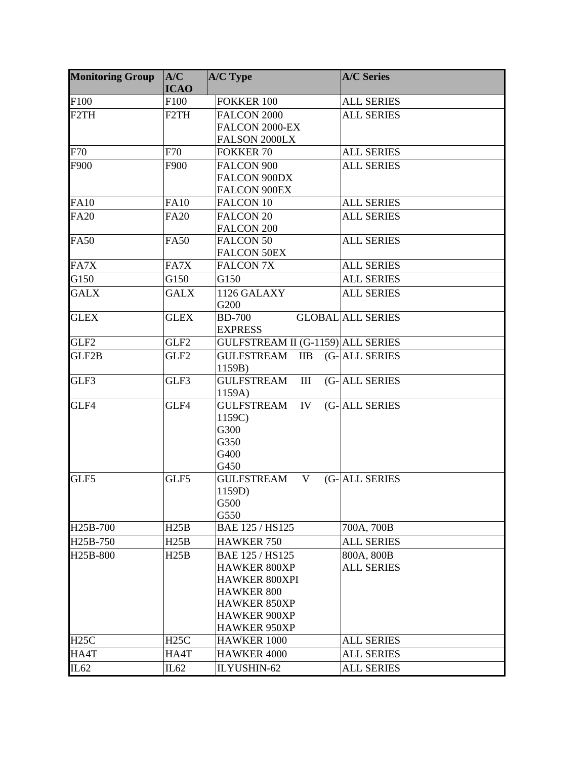| Monitoring Group | A/C ICAO | A/C Type | A/C Series |
|---|---|---|---|
| F100 | F100 | FOKKER 100 | ALL SERIES |
| F2TH | F2TH | FALCON 2000<br>FALCON 2000-EX<br>FALSON 2000LX | ALL SERIES |
| F70 | F70 | FOKKER 70 | ALL SERIES |
| F900 | F900 | FALCON 900<br>FALCON 900DX<br>FALCON 900EX | ALL SERIES |
| FA10 | FA10 | FALCON 10 | ALL SERIES |
| FA20 | FA20 | FALCON 20<br>FALCON 200 | ALL SERIES |
| FA50 | FA50 | FALCON 50<br>FALCON 50EX | ALL SERIES |
| FA7X | FA7X | FALCON 7X | ALL SERIES |
| G150 | G150 | G150 | ALL SERIES |
| GALX | GALX | 1126 GALAXY<br>G200 | ALL SERIES |
| GLEX | GLEX | BD-700 GLOBAL EXPRESS | ALL SERIES |
| GLF2 | GLF2 | GULFSTREAM II (G-1159) | ALL SERIES |
| GLF2B | GLF2 | GULFSTREAM IIB (G-1159B) | ALL SERIES |
| GLF3 | GLF3 | GULFSTREAM III (G-1159A) | ALL SERIES |
| GLF4 | GLF4 | GULFSTREAM IV (G-1159C)<br>G300<br>G350<br>G400<br>G450 | ALL SERIES |
| GLF5 | GLF5 | GULFSTREAM V (G-1159D)<br>G500<br>G550 | ALL SERIES |
| H25B-700 | H25B | BAE 125 / HS125 | 700A, 700B |
| H25B-750 | H25B | HAWKER 750 | ALL SERIES |
| H25B-800 | H25B | BAE 125 / HS125<br>HAWKER 800XP<br>HAWKER 800XPI<br>HAWKER 800<br>HAWKER 850XP<br>HAWKER 900XP<br>HAWKER 950XP | 800A, 800B<br>ALL SERIES |
| H25C | H25C | HAWKER 1000 | ALL SERIES |
| HA4T | HA4T | HAWKER 4000 | ALL SERIES |
| IL62 | IL62 | ILYUSHIN-62 | ALL SERIES |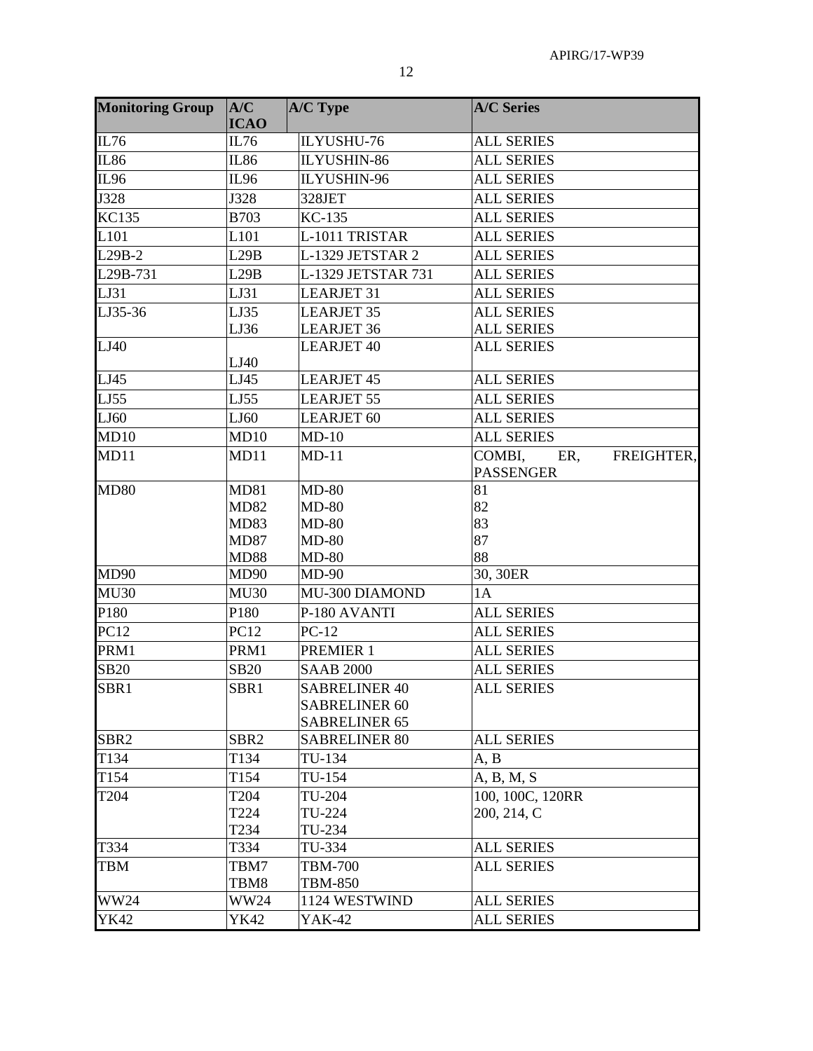| Monitoring Group | A/C ICAO | A/C Type | A/C Series |
|---|---|---|---|
| IL76 | IL76 | ILYUSHU-76 | ALL SERIES |
| IL86 | IL86 | ILYUSHIN-86 | ALL SERIES |
| IL96 | IL96 | ILYUSHIN-96 | ALL SERIES |
| J328 | J328 | 328JET | ALL SERIES |
| KC135 | B703 | KC-135 | ALL SERIES |
| L101 | L101 | L-1011 TRISTAR | ALL SERIES |
| L29B-2 | L29B | L-1329 JETSTAR 2 | ALL SERIES |
| L29B-731 | L29B | L-1329 JETSTAR 731 | ALL SERIES |
| LJ31 | LJ31 | LEARJET 31 | ALL SERIES |
| LJ35-36 | LJ35<br>LJ36 | LEARJET 35<br>LEARJET 36 | ALL SERIES<br>ALL SERIES |
| LJ40 | LJ40 | LEARJET 40 | ALL SERIES |
| LJ45 | LJ45 | LEARJET 45 | ALL SERIES |
| LJ55 | LJ55 | LEARJET 55 | ALL SERIES |
| LJ60 | LJ60 | LEARJET 60 | ALL SERIES |
| MD10 | MD10 | MD-10 | ALL SERIES |
| MD11 | MD11 | MD-11 | COMBI, ER, FREIGHTER, PASSENGER |
| MD80 | MD81<br>MD82<br>MD83<br>MD87<br>MD88 | MD-80<br>MD-80<br>MD-80<br>MD-80<br>MD-80 | 81<br>82<br>83<br>87<br>88 |
| MD90 | MD90 | MD-90 | 30, 30ER |
| MU30 | MU30 | MU-300 DIAMOND | 1A |
| P180 | P180 | P-180 AVANTI | ALL SERIES |
| PC12 | PC12 | PC-12 | ALL SERIES |
| PRM1 | PRM1 | PREMIER 1 | ALL SERIES |
| SB20 | SB20 | SAAB 2000 | ALL SERIES |
| SBR1 | SBR1 | SABRELINER 40<br>SABRELINER 60<br>SABRELINER 65 | ALL SERIES |
| SBR2 | SBR2 | SABRELINER 80 | ALL SERIES |
| T134 | T134 | TU-134 | A, B |
| T154 | T154 | TU-154 | A, B, M, S |
| T204 | T204<br>T224<br>T234 | TU-204<br>TU-224<br>TU-234 | 100, 100C, 120RR<br>200, 214, C |
| T334 | T334 | TU-334 | ALL SERIES |
| TBM | TBM7<br>TBM8 | TBM-700<br>TBM-850 | ALL SERIES |
| WW24 | WW24 | 1124 WESTWIND | ALL SERIES |
| YK42 | YK42 | YAK-42 | ALL SERIES |